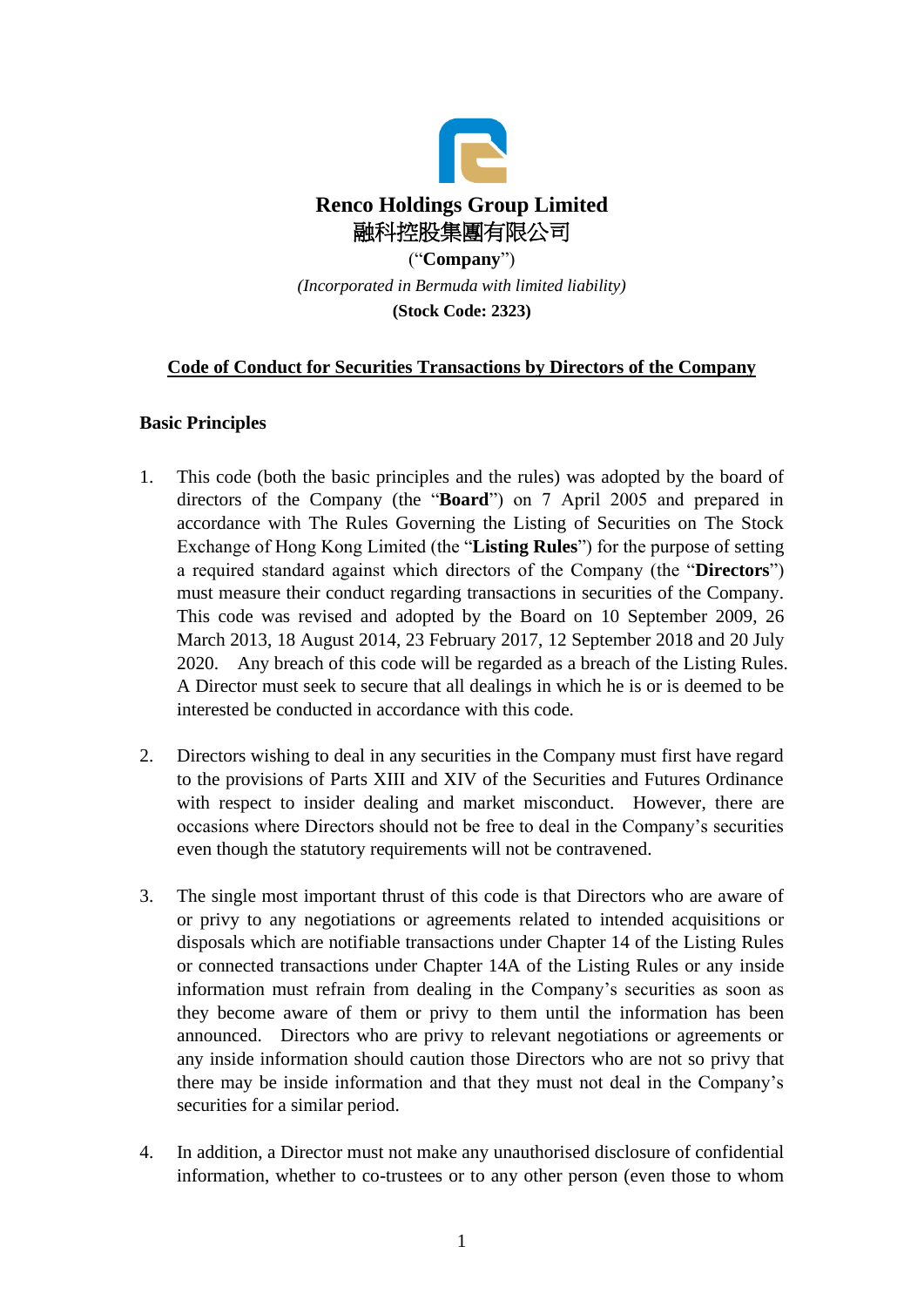# Renco Holdings Group Limited

# 融科控股集團有限公司

("**Company**")

*(Incorporated in Bermuda with limited liability)*

**(Stock Code: 2323)**

## Code of Conduct for Securities Transactions by Directors of the Company

### Basic Principles

1. This code (both the basic principles and the rules) was adopted by the board of directors of the Company (the "**Board**") on 7 April 2005 and prepared in accordance with The Rules Governing the Listing of Securities on The Stock Exchange of Hong Kong Limited (the "**Listing Rules**") for the purpose of setting a required standard against which directors of the Company (the "**Directors**") must measure their conduct regarding transactions in securities of the Company. This code was revised and adopted by the Board on 10 September 2009, 26 March 2013, 18 August 2014, 23 February 2017, 12 September 2018 and 20 July 2020. Any breach of this code will be regarded as a breach of the Listing Rules. A Director must seek to secure that all dealings in which he is or is deemed to be interested be conducted in accordance with this code.

2. Directors wishing to deal in any securities in the Company must first have regard to the provisions of Parts XIII and XIV of the Securities and Futures Ordinance with respect to insider dealing and market misconduct. However, there are occasions where Directors should not be free to deal in the Company's securities even though the statutory requirements will not be contravened.

3. The single most important thrust of this code is that Directors who are aware of or privy to any negotiations or agreements related to intended acquisitions or disposals which are notifiable transactions under Chapter 14 of the Listing Rules or connected transactions under Chapter 14A of the Listing Rules or any inside information must refrain from dealing in the Company's securities as soon as they become aware of them or privy to them until the information has been announced. Directors who are privy to relevant negotiations or agreements or any inside information should caution those Directors who are not so privy that there may be inside information and that they must not deal in the Company's securities for a similar period.

4. In addition, a Director must not make any unauthorised disclosure of confidential information, whether to co-trustees or to any other person (even those to whom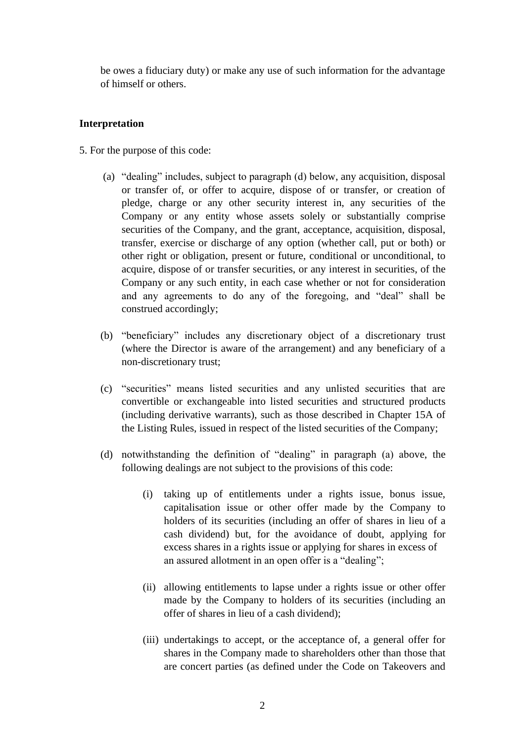be owes a fiduciary duty) or make any use of such information for the advantage of himself or others.

**Interpretation**

5. For the purpose of this code:

(a) "dealing" includes, subject to paragraph (d) below, any acquisition, disposal or transfer of, or offer to acquire, dispose of or transfer, or creation of pledge, charge or any other security interest in, any securities of the Company or any entity whose assets solely or substantially comprise securities of the Company, and the grant, acceptance, acquisition, disposal, transfer, exercise or discharge of any option (whether call, put or both) or other right or obligation, present or future, conditional or unconditional, to acquire, dispose of or transfer securities, or any interest in securities, of the Company or any such entity, in each case whether or not for consideration and any agreements to do any of the foregoing, and "deal" shall be construed accordingly;

(b) "beneficiary" includes any discretionary object of a discretionary trust (where the Director is aware of the arrangement) and any beneficiary of a non-discretionary trust;

(c) "securities" means listed securities and any unlisted securities that are convertible or exchangeable into listed securities and structured products (including derivative warrants), such as those described in Chapter 15A of the Listing Rules, issued in respect of the listed securities of the Company;

(d) notwithstanding the definition of "dealing" in paragraph (a) above, the following dealings are not subject to the provisions of this code:

   (i) taking up of entitlements under a rights issue, bonus issue, capitalisation issue or other offer made by the Company to holders of its securities (including an offer of shares in lieu of a cash dividend) but, for the avoidance of doubt, applying for excess shares in a rights issue or applying for shares in excess of an assured allotment in an open offer is a "dealing";

   (ii) allowing entitlements to lapse under a rights issue or other offer made by the Company to holders of its securities (including an offer of shares in lieu of a cash dividend);

   (iii) undertakings to accept, or the acceptance of, a general offer for shares in the Company made to shareholders other than those that are concert parties (as defined under the Code on Takeovers and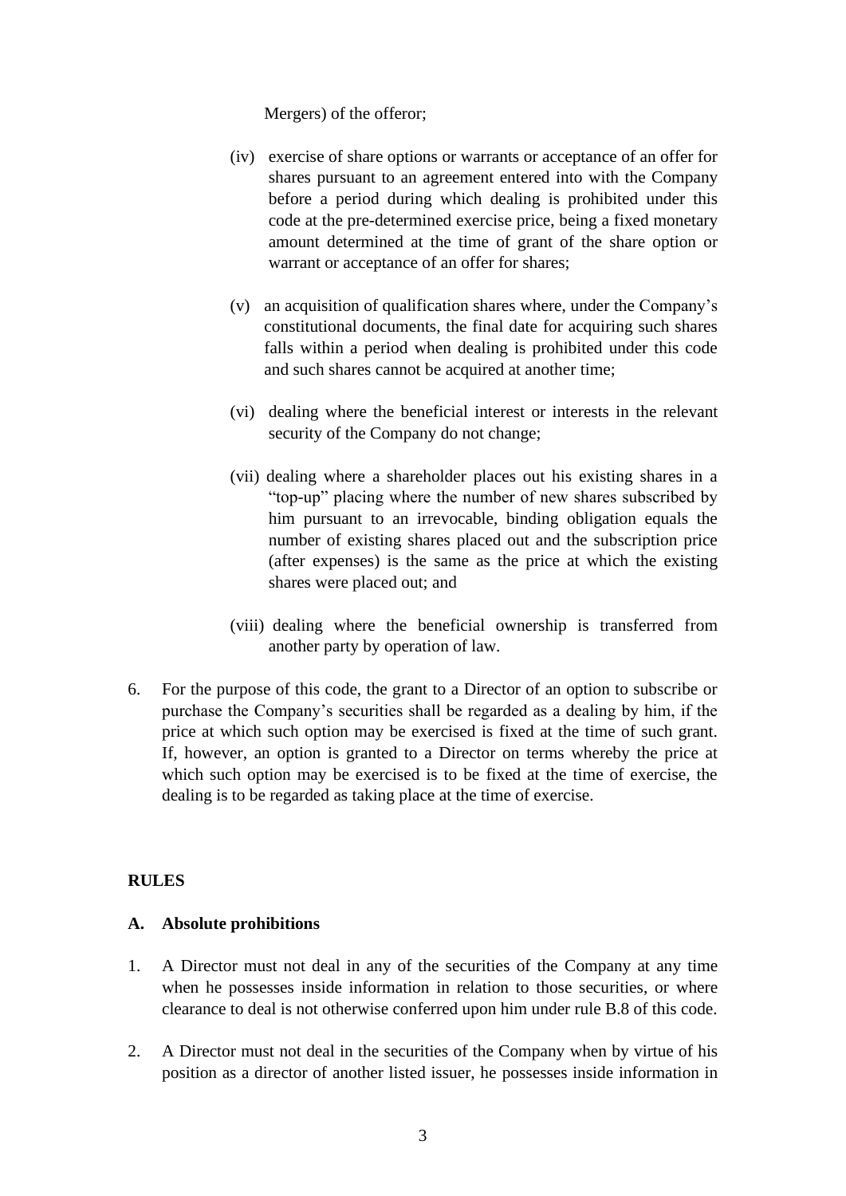Mergers) of the offeror;

(iv) exercise of share options or warrants or acceptance of an offer for shares pursuant to an agreement entered into with the Company before a period during which dealing is prohibited under this code at the pre-determined exercise price, being a fixed monetary amount determined at the time of grant of the share option or warrant or acceptance of an offer for shares;

(v) an acquisition of qualification shares where, under the Company's constitutional documents, the final date for acquiring such shares falls within a period when dealing is prohibited under this code and such shares cannot be acquired at another time;

(vi) dealing where the beneficial interest or interests in the relevant security of the Company do not change;

(vii) dealing where a shareholder places out his existing shares in a "top-up" placing where the number of new shares subscribed by him pursuant to an irrevocable, binding obligation equals the number of existing shares placed out and the subscription price (after expenses) is the same as the price at which the existing shares were placed out; and

(viii) dealing where the beneficial ownership is transferred from another party by operation of law.

6. For the purpose of this code, the grant to a Director of an option to subscribe or purchase the Company's securities shall be regarded as a dealing by him, if the price at which such option may be exercised is fixed at the time of such grant. If, however, an option is granted to a Director on terms whereby the price at which such option may be exercised is to be fixed at the time of exercise, the dealing is to be regarded as taking place at the time of exercise.

## RULES

### A. Absolute prohibitions

1. A Director must not deal in any of the securities of the Company at any time when he possesses inside information in relation to those securities, or where clearance to deal is not otherwise conferred upon him under rule B.8 of this code.

2. A Director must not deal in the securities of the Company when by virtue of his position as a director of another listed issuer, he possesses inside information in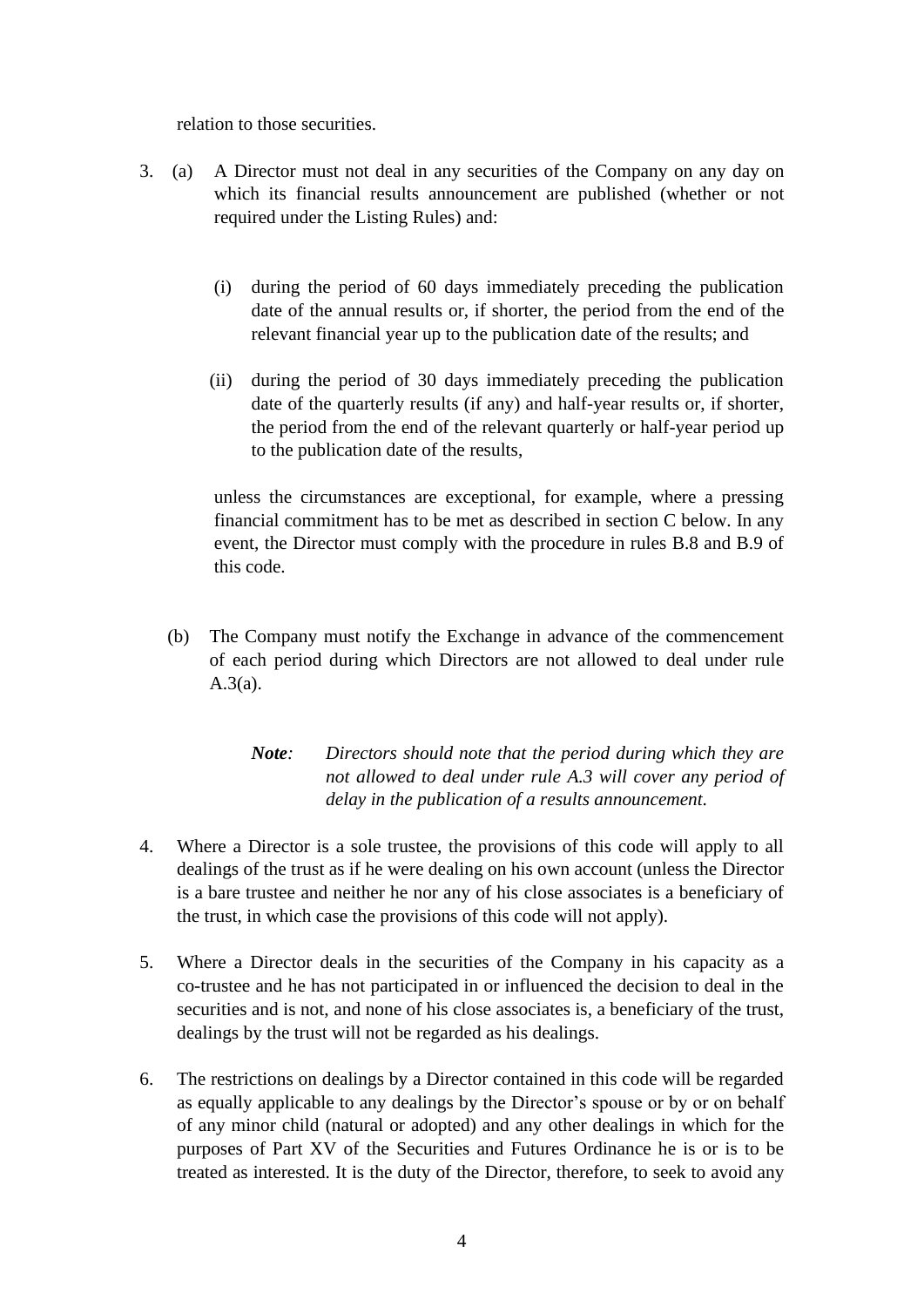relation to those securities.

3. (a) A Director must not deal in any securities of the Company on any day on which its financial results announcement are published (whether or not required under the Listing Rules) and:

   (i) during the period of 60 days immediately preceding the publication date of the annual results or, if shorter, the period from the end of the relevant financial year up to the publication date of the results; and

   (ii) during the period of 30 days immediately preceding the publication date of the quarterly results (if any) and half-year results or, if shorter, the period from the end of the relevant quarterly or half-year period up to the publication date of the results,

   unless the circumstances are exceptional, for example, where a pressing financial commitment has to be met as described in section C below. In any event, the Director must comply with the procedure in rules B.8 and B.9 of this code.

   (b) The Company must notify the Exchange in advance of the commencement of each period during which Directors are not allowed to deal under rule A.3(a).

   ***Note**: Directors should note that the period during which they are not allowed to deal under rule A.3 will cover any period of delay in the publication of a results announcement.*

4. Where a Director is a sole trustee, the provisions of this code will apply to all dealings of the trust as if he were dealing on his own account (unless the Director is a bare trustee and neither he nor any of his close associates is a beneficiary of the trust, in which case the provisions of this code will not apply).

5. Where a Director deals in the securities of the Company in his capacity as a co-trustee and he has not participated in or influenced the decision to deal in the securities and is not, and none of his close associates is, a beneficiary of the trust, dealings by the trust will not be regarded as his dealings.

6. The restrictions on dealings by a Director contained in this code will be regarded as equally applicable to any dealings by the Director's spouse or by or on behalf of any minor child (natural or adopted) and any other dealings in which for the purposes of Part XV of the Securities and Futures Ordinance he is or is to be treated as interested. It is the duty of the Director, therefore, to seek to avoid any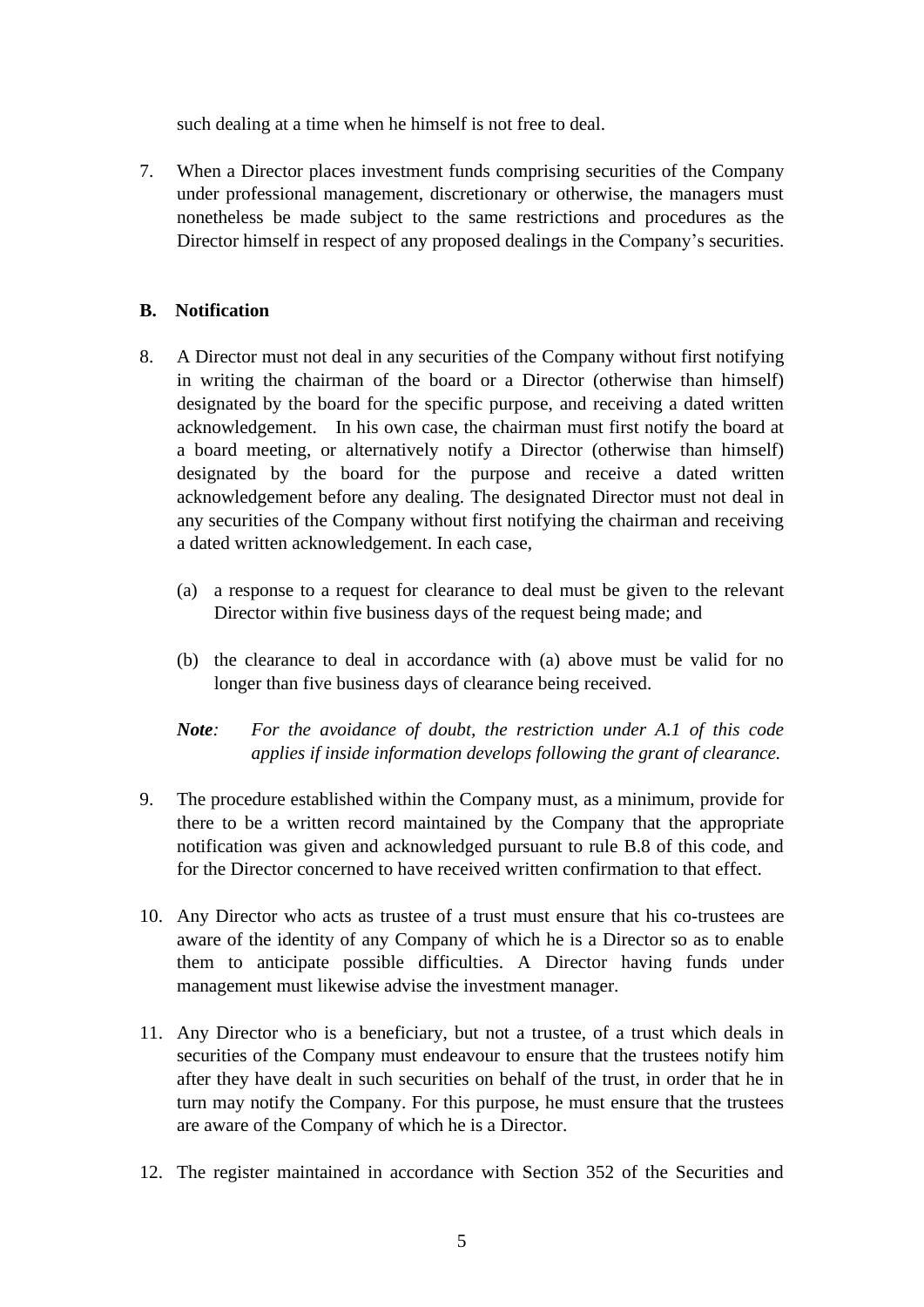such dealing at a time when he himself is not free to deal.

7. When a Director places investment funds comprising securities of the Company under professional management, discretionary or otherwise, the managers must nonetheless be made subject to the same restrictions and procedures as the Director himself in respect of any proposed dealings in the Company's securities.

## B. Notification

8. A Director must not deal in any securities of the Company without first notifying in writing the chairman of the board or a Director (otherwise than himself) designated by the board for the specific purpose, and receiving a dated written acknowledgement. In his own case, the chairman must first notify the board at a board meeting, or alternatively notify a Director (otherwise than himself) designated by the board for the purpose and receive a dated written acknowledgement before any dealing. The designated Director must not deal in any securities of the Company without first notifying the chairman and receiving a dated written acknowledgement. In each case,

   (a) a response to a request for clearance to deal must be given to the relevant Director within five business days of the request being made; and

   (b) the clearance to deal in accordance with (a) above must be valid for no longer than five business days of clearance being received.

   ***Note**: For the avoidance of doubt, the restriction under A.1 of this code applies if inside information develops following the grant of clearance.*

9. The procedure established within the Company must, as a minimum, provide for there to be a written record maintained by the Company that the appropriate notification was given and acknowledged pursuant to rule B.8 of this code, and for the Director concerned to have received written confirmation to that effect.

10. Any Director who acts as trustee of a trust must ensure that his co-trustees are aware of the identity of any Company of which he is a Director so as to enable them to anticipate possible difficulties. A Director having funds under management must likewise advise the investment manager.

11. Any Director who is a beneficiary, but not a trustee, of a trust which deals in securities of the Company must endeavour to ensure that the trustees notify him after they have dealt in such securities on behalf of the trust, in order that he in turn may notify the Company. For this purpose, he must ensure that the trustees are aware of the Company of which he is a Director.

12. The register maintained in accordance with Section 352 of the Securities and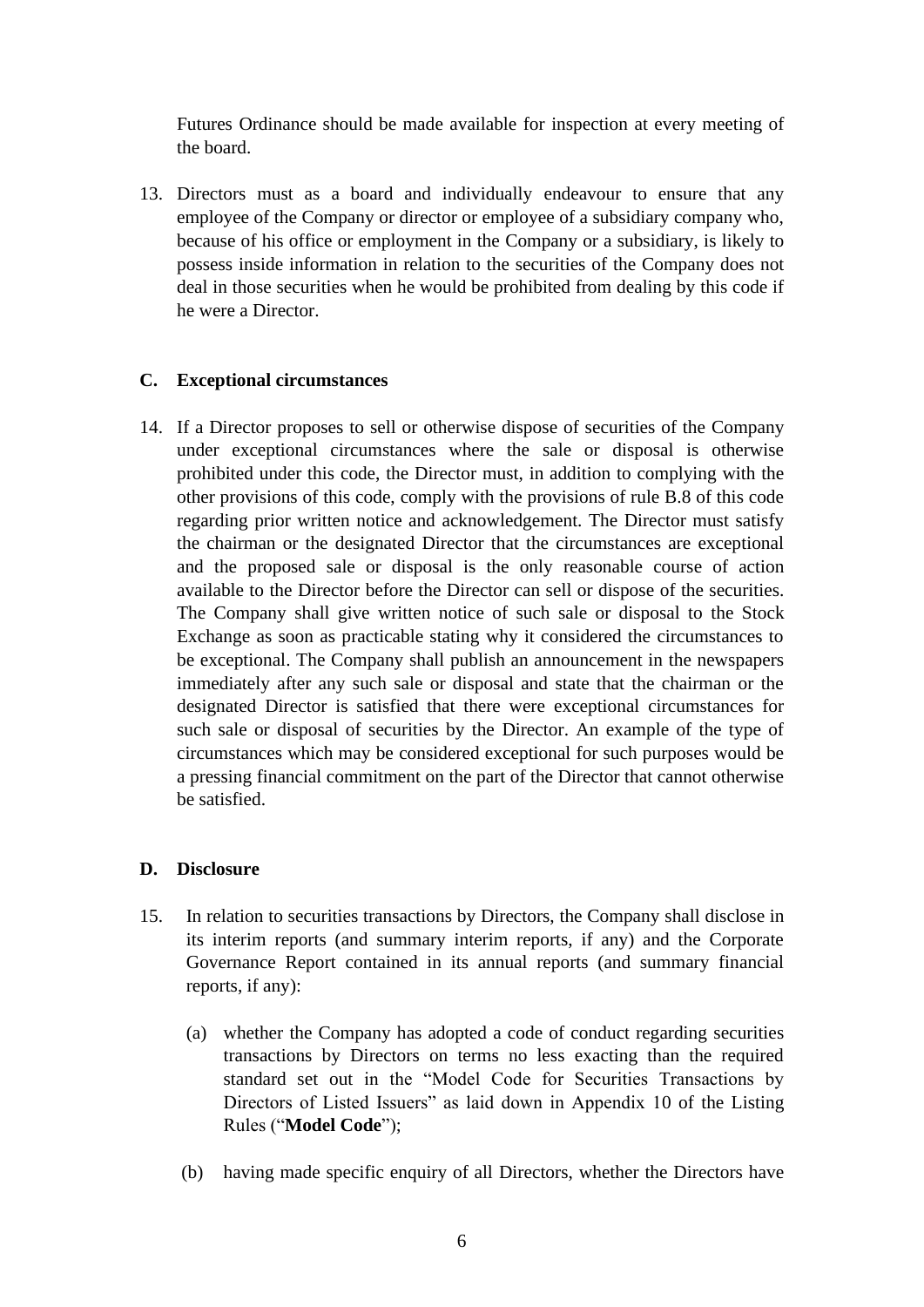Futures Ordinance should be made available for inspection at every meeting of the board.

13. Directors must as a board and individually endeavour to ensure that any employee of the Company or director or employee of a subsidiary company who, because of his office or employment in the Company or a subsidiary, is likely to possess inside information in relation to the securities of the Company does not deal in those securities when he would be prohibited from dealing by this code if he were a Director.

## C. Exceptional circumstances

14. If a Director proposes to sell or otherwise dispose of securities of the Company under exceptional circumstances where the sale or disposal is otherwise prohibited under this code, the Director must, in addition to complying with the other provisions of this code, comply with the provisions of rule B.8 of this code regarding prior written notice and acknowledgement. The Director must satisfy the chairman or the designated Director that the circumstances are exceptional and the proposed sale or disposal is the only reasonable course of action available to the Director before the Director can sell or dispose of the securities. The Company shall give written notice of such sale or disposal to the Stock Exchange as soon as practicable stating why it considered the circumstances to be exceptional. The Company shall publish an announcement in the newspapers immediately after any such sale or disposal and state that the chairman or the designated Director is satisfied that there were exceptional circumstances for such sale or disposal of securities by the Director. An example of the type of circumstances which may be considered exceptional for such purposes would be a pressing financial commitment on the part of the Director that cannot otherwise be satisfied.

## D. Disclosure

15. In relation to securities transactions by Directors, the Company shall disclose in its interim reports (and summary interim reports, if any) and the Corporate Governance Report contained in its annual reports (and summary financial reports, if any):

    (a) whether the Company has adopted a code of conduct regarding securities transactions by Directors on terms no less exacting than the required standard set out in the "Model Code for Securities Transactions by Directors of Listed Issuers" as laid down in Appendix 10 of the Listing Rules ("**Model Code**");

    (b) having made specific enquiry of all Directors, whether the Directors have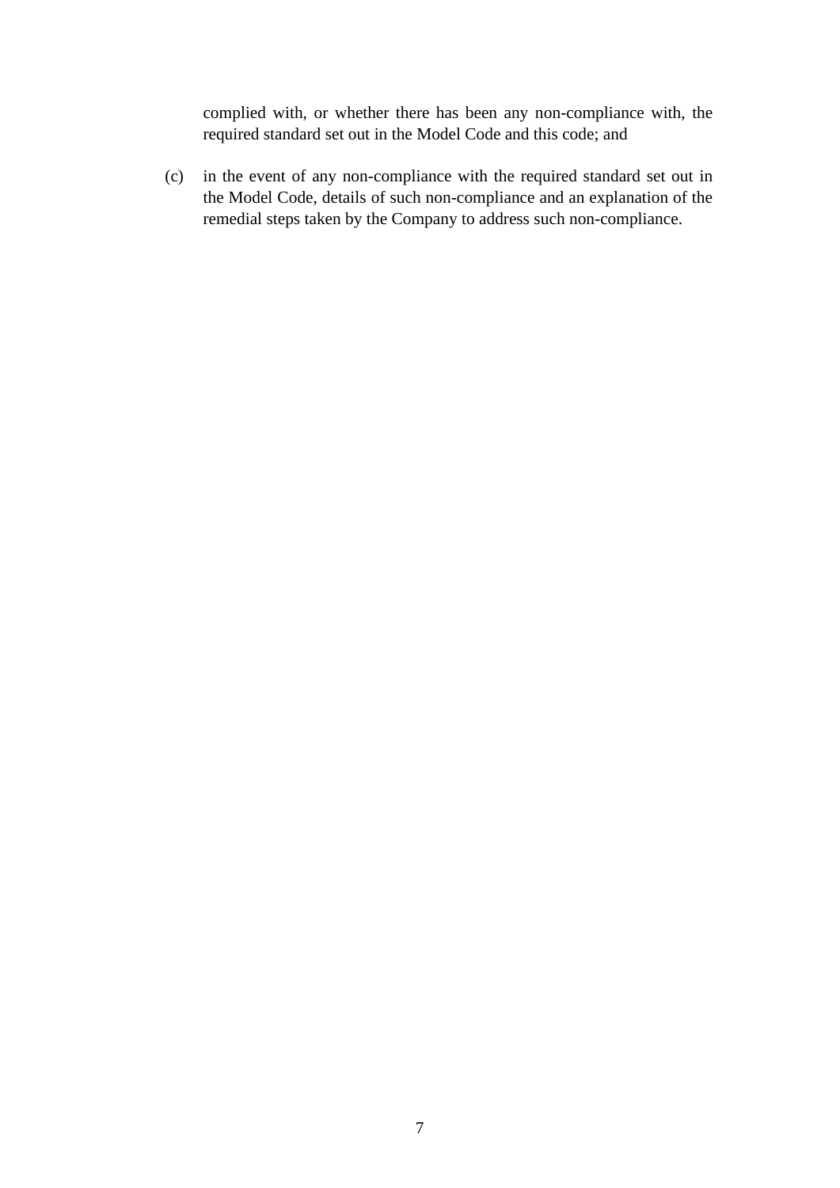complied with, or whether there has been any non-compliance with, the required standard set out in the Model Code and this code; and

(c) in the event of any non-compliance with the required standard set out in the Model Code, details of such non-compliance and an explanation of the remedial steps taken by the Company to address such non-compliance.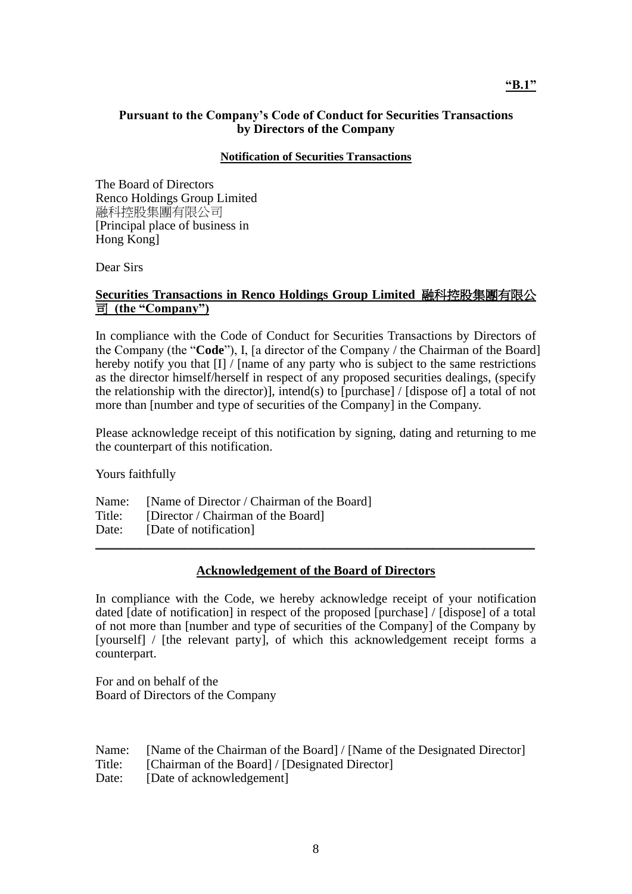**"B.1"**

**Pursuant to the Company's Code of Conduct for Securities Transactions by Directors of the Company**

**Notification of Securities Transactions**

The Board of Directors
Renco Holdings Group Limited
融科控股集團有限公司
[Principal place of business in Hong Kong]

Dear Sirs

**Securities Transactions in Renco Holdings Group Limited 融科控股集團有限公司 (the "Company")**

In compliance with the Code of Conduct for Securities Transactions by Directors of the Company (the "**Code**"), I, [a director of the Company / the Chairman of the Board] hereby notify you that [I] / [name of any party who is subject to the same restrictions as the director himself/herself in respect of any proposed securities dealings, (specify the relationship with the director)], intend(s) to [purchase] / [dispose of] a total of not more than [number and type of securities of the Company] in the Company.

Please acknowledge receipt of this notification by signing, dating and returning to me the counterpart of this notification.

Yours faithfully

Name: [Name of Director / Chairman of the Board]
Title: [Director / Chairman of the Board]
Date: [Date of notification]

---

**Acknowledgement of the Board of Directors**

In compliance with the Code, we hereby acknowledge receipt of your notification dated [date of notification] in respect of the proposed [purchase] / [dispose] of a total of not more than [number and type of securities of the Company] of the Company by [yourself] / [the relevant party], of which this acknowledgement receipt forms a counterpart.

For and on behalf of the
Board of Directors of the Company

Name: [Name of the Chairman of the Board] / [Name of the Designated Director]
Title: [Chairman of the Board] / [Designated Director]
Date: [Date of acknowledgement]